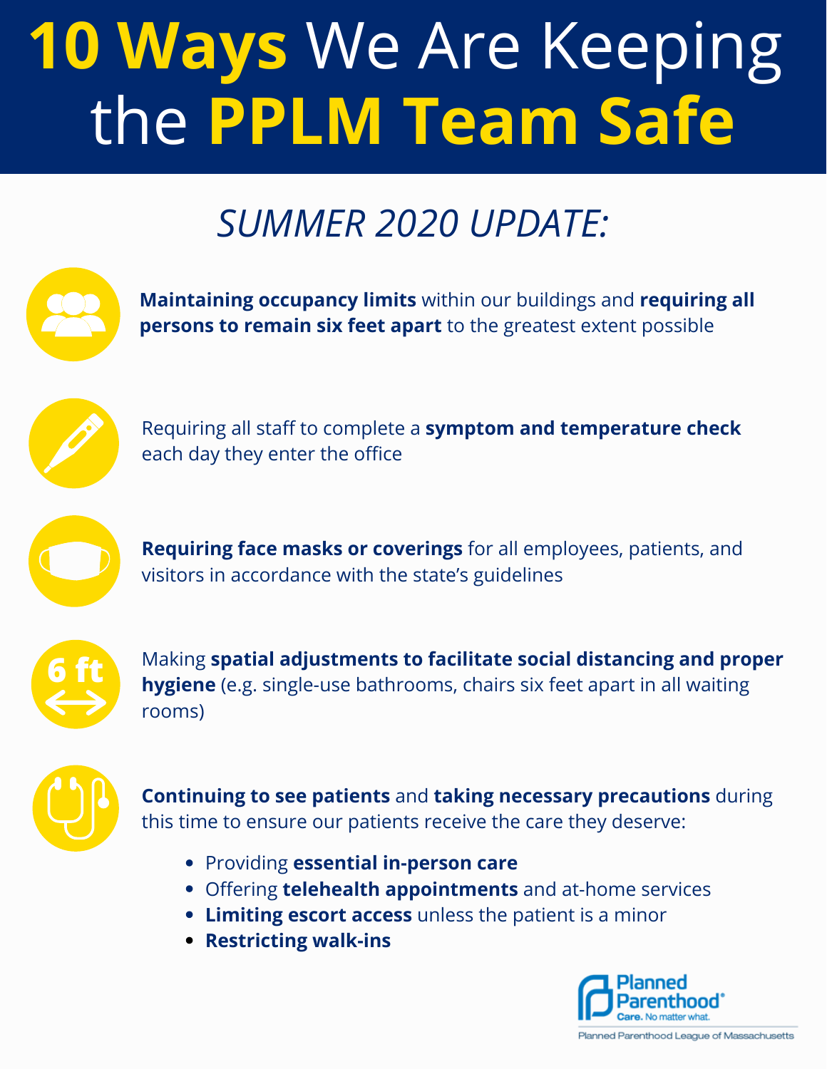# **10 Ways** We Are Keeping the **PPLM Team Safe**

## *SUMMER 2020 UPDATE:*

**Maintaining occupancy limits** within our buildings and **requiring all persons to remain six feet apart** to the greatest extent possible

Requiring all staff to complete a **symptom and temperature check** each day they enter the office

**Requiring face masks or coverings** for all employees, patients, and visitors in accordance with the state's guidelines

Making **spatial adjustments to facilitate social distancing and proper hygiene** (e.g. single-use bathrooms, chairs six feet apart in all waiting rooms)

**Continuing to see patients** and **taking necessary precautions** during this time to ensure our patients receive the care they deserve:

- Providing **essential in-person care**
- Offering **telehealth appointments** and at-home services
- **Limiting escort access** unless the patient is a minor
- **Restricting walk-ins**

Planned Parenthood® Care. No matter what.

Planned Parenthood League of Massachusetts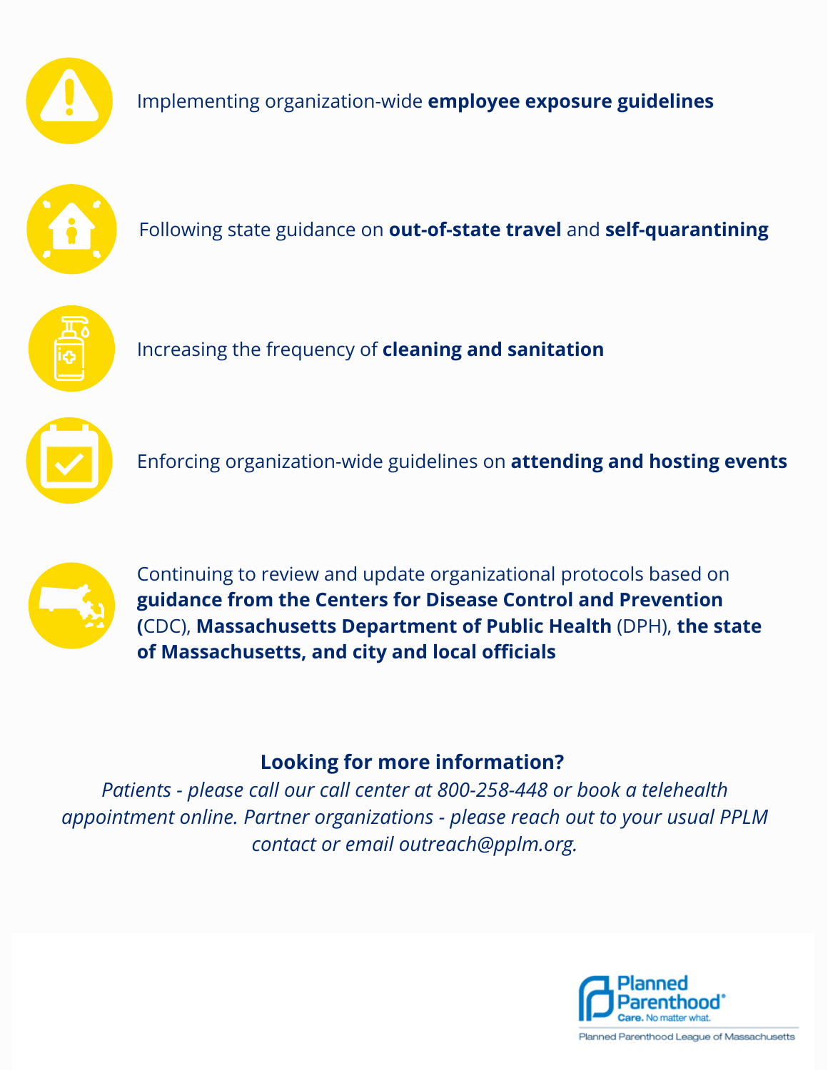- Implementing organization-wide **employee exposure guidelines**
- Following state guidance on **out-of-state travel** and **self-quarantining**
- Increasing the frequency of **cleaning and sanitation**
- Enforcing organization-wide guidelines on **attending and hosting events**
- Continuing to review and update organizational protocols based on **guidance from the Centers for Disease Control and Prevention (**CDC), **Massachusetts Department of Public Health** (DPH), **the state of Massachusetts, and city and local officials**

**Looking for more information?**

*Patients - please call our call center at 800-258-448 or book a telehealth appointment online. Partner organizations - please reach out to your usual PPLM contact or email outreach@pplm.org.*

Planned Parenthood®
Care. No matter what.

Planned Parenthood League of Massachusetts